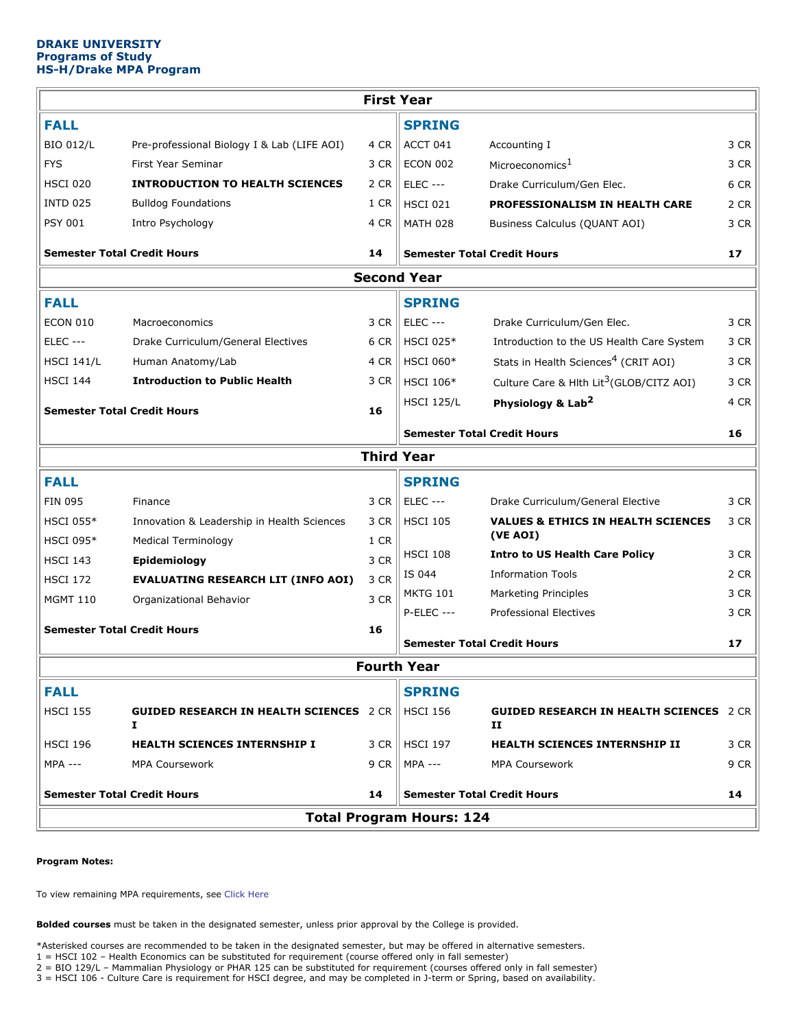**DRAKE UNIVERSITY**
**Programs of Study**
**HS-H/Drake MPA Program**

## First Year

| FALL | | | SPRING | | |
|---|---|---|---|---|---|
| BIO 012/L | Pre-professional Biology I & Lab (LIFE AOI) | 4 CR | ACCT 041 | Accounting I | 3 CR |
| FYS | First Year Seminar | 3 CR | ECON 002 | Microeconomics[1] | 3 CR |
| HSCI 020 | **INTRODUCTION TO HEALTH SCIENCES** | 2 CR | ELEC --- | Drake Curriculum/Gen Elec. | 6 CR |
| INTD 025 | Bulldog Foundations | 1 CR | HSCI 021 | **PROFESSIONALISM IN HEALTH CARE** | 2 CR |
| PSY 001 | Intro Psychology | 4 CR | MATH 028 | Business Calculus (QUANT AOI) | 3 CR |
| **Semester Total Credit Hours** | | **14** | **Semester Total Credit Hours** | | **17** |

## Second Year

| FALL | | | SPRING | | |
|---|---|---|---|---|---|
| ECON 010 | Macroeconomics | 3 CR | ELEC --- | Drake Curriculum/Gen Elec. | 3 CR |
| ELEC --- | Drake Curriculum/General Electives | 6 CR | HSCI 025* | Introduction to the US Health Care System | 3 CR |
| HSCI 141/L | Human Anatomy/Lab | 4 CR | HSCI 060* | Stats in Health Sciences[4] (CRIT AOI) | 3 CR |
| HSCI 144 | **Introduction to Public Health** | 3 CR | HSCI 106* | Culture Care & Hlth Lit[3](GLOB/CITZ AOI) | 3 CR |
| **Semester Total Credit Hours** | | **16** | HSCI 125/L | **Physiology & Lab[2]** | 4 CR |
| | | | **Semester Total Credit Hours** | | **16** |

## Third Year

| FALL | | | SPRING | | |
|---|---|---|---|---|---|
| FIN 095 | Finance | 3 CR | ELEC --- | Drake Curriculum/General Elective | 3 CR |
| HSCI 055* | Innovation & Leadership in Health Sciences | 3 CR | HSCI 105 | **VALUES & ETHICS IN HEALTH SCIENCES (VE AOI)** | 3 CR |
| HSCI 095* | Medical Terminology | 1 CR | HSCI 108 | **Intro to US Health Care Policy** | 3 CR |
| HSCI 143 | **Epidemiology** | 3 CR | IS 044 | Information Tools | 2 CR |
| HSCI 172 | **EVALUATING RESEARCH LIT (INFO AOI)** | 3 CR | MKTG 101 | Marketing Principles | 3 CR |
| MGMT 110 | Organizational Behavior | 3 CR | P-ELEC --- | Professional Electives | 3 CR |
| **Semester Total Credit Hours** | | **16** | **Semester Total Credit Hours** | | **17** |

## Fourth Year

| FALL | | | SPRING | | |
|---|---|---|---|---|---|
| HSCI 155 | **GUIDED RESEARCH IN HEALTH SCIENCES I** | 2 CR | HSCI 156 | **GUIDED RESEARCH IN HEALTH SCIENCES II** | 2 CR |
| HSCI 196 | **HEALTH SCIENCES INTERNSHIP I** | 3 CR | HSCI 197 | **HEALTH SCIENCES INTERNSHIP II** | 3 CR |
| MPA --- | MPA Coursework | 9 CR | MPA --- | MPA Coursework | 9 CR |
| **Semester Total Credit Hours** | | **14** | **Semester Total Credit Hours** | | **14** |

**Total Program Hours: 124**

**Program Notes:**

To view remaining MPA requirements, see Click Here

**Bolded courses** must be taken in the designated semester, unless prior approval by the College is provided.

*Asterisked courses are recommended to be taken in the designated semester, but may be offered in alternative semesters.
1 = HSCI 102 – Health Economics can be substituted for requirement (course offered only in fall semester)
2 = BIO 129/L – Mammalian Physiology or PHAR 125 can be substituted for requirement (courses offered only in fall semester)
3 = HSCI 106 - Culture Care is requirement for HSCI degree, and may be completed in J-term or Spring, based on availability.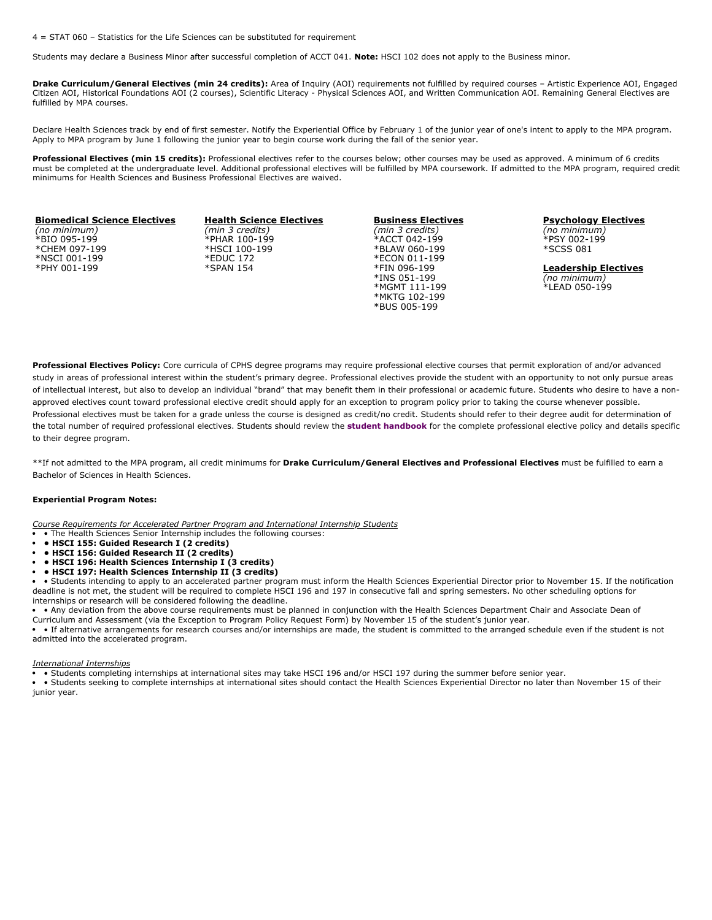4 = STAT 060 – Statistics for the Life Sciences can be substituted for requirement

Students may declare a Business Minor after successful completion of ACCT 041. **Note:** HSCI 102 does not apply to the Business minor.

**Drake Curriculum/General Electives (min 24 credits):** Area of Inquiry (AOI) requirements not fulfilled by required courses – Artistic Experience AOI, Engaged Citizen AOI, Historical Foundations AOI (2 courses), Scientific Literacy - Physical Sciences AOI, and Written Communication AOI. Remaining General Electives are fulfilled by MPA courses.

Declare Health Sciences track by end of first semester. Notify the Experiential Office by February 1 of the junior year of one's intent to apply to the MPA program. Apply to MPA program by June 1 following the junior year to begin course work during the fall of the senior year.

**Professional Electives (min 15 credits):** Professional electives refer to the courses below; other courses may be used as approved. A minimum of 6 credits must be completed at the undergraduate level. Additional professional electives will be fulfilled by MPA coursework. If admitted to the MPA program, required credit minimums for Health Sciences and Business Professional Electives are waived.

**Biomedical Science Electives**
*(no minimum)*
*BIO 095-199
*CHEM 097-199
*NSCI 001-199
*PHY 001-199

**Health Science Electives**
*(min 3 credits)*
*PHAR 100-199
*HSCI 100-199
*EDUC 172
*SPAN 154

**Business Electives**
*(min 3 credits)*
*ACCT 042-199
*BLAW 060-199
*ECON 011-199
*FIN 096-199
*INS 051-199
*MGMT 111-199
*MKTG 102-199
*BUS 005-199

**Psychology Electives**
*(no minimum)*
*PSY 002-199
*SCSS 081

**Leadership Electives**
*(no minimum)*
*LEAD 050-199

**Professional Electives Policy:** Core curricula of CPHS degree programs may require professional elective courses that permit exploration of and/or advanced study in areas of professional interest within the student's primary degree. Professional electives provide the student with an opportunity to not only pursue areas of intellectual interest, but also to develop an individual "brand" that may benefit them in their professional or academic future. Students who desire to have a non-approved electives count toward professional elective credit should apply for an exception to program policy prior to taking the course whenever possible. Professional electives must be taken for a grade unless the course is designed as credit/no credit. Students should refer to their degree audit for determination of the total number of required professional electives. Students should review the **student handbook** for the complete professional elective policy and details specific to their degree program.

**If not admitted to the MPA program, all credit minimums for **Drake Curriculum/General Electives and Professional Electives** must be fulfilled to earn a Bachelor of Sciences in Health Sciences.

**Experiential Program Notes:**

*Course Requirements for Accelerated Partner Program and International Internship Students*

- The Health Sciences Senior Internship includes the following courses:
- **HSCI 155: Guided Research I (2 credits)**
- **HSCI 156: Guided Research II (2 credits)**
- **HSCI 196: Health Sciences Internship I (3 credits)**
- **HSCI 197: Health Sciences Internship II (3 credits)**
- Students intending to apply to an accelerated partner program must inform the Health Sciences Experiential Director prior to November 15. If the notification deadline is not met, the student will be required to complete HSCI 196 and 197 in consecutive fall and spring semesters. No other scheduling options for internships or research will be considered following the deadline.
- Any deviation from the above course requirements must be planned in conjunction with the Health Sciences Department Chair and Associate Dean of Curriculum and Assessment (via the Exception to Program Policy Request Form) by November 15 of the student's junior year.
- If alternative arrangements for research courses and/or internships are made, the student is committed to the arranged schedule even if the student is not admitted into the accelerated program.

*International Internships*

- Students completing internships at international sites may take HSCI 196 and/or HSCI 197 during the summer before senior year.
- Students seeking to complete internships at international sites should contact the Health Sciences Experiential Director no later than November 15 of their junior year.